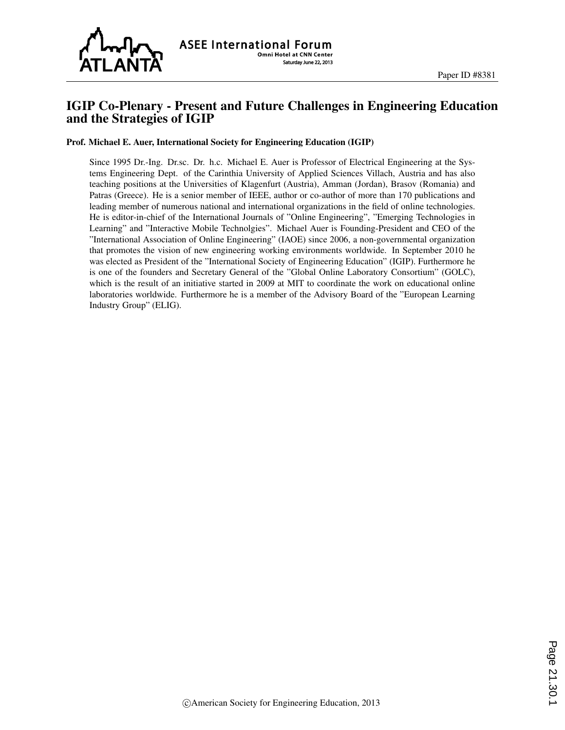# IGIP Co-Plenary - Present and Future Challenges in Engineering Education and the Strategies of IGIP

**Prof. Michael E. Auer, International Society for Engineering Education (IGIP)**

Since 1995 Dr.-Ing. Dr.sc. Dr. h.c. Michael E. Auer is Professor of Electrical Engineering at the Systems Engineering Dept. of the Carinthia University of Applied Sciences Villach, Austria and has also teaching positions at the Universities of Klagenfurt (Austria), Amman (Jordan), Brasov (Romania) and Patras (Greece). He is a senior member of IEEE, author or co-author of more than 170 publications and leading member of numerous national and international organizations in the field of online technologies. He is editor-in-chief of the International Journals of "Online Engineering", "Emerging Technologies in Learning" and "Interactive Mobile Technolgies". Michael Auer is Founding-President and CEO of the "International Association of Online Engineering" (IAOE) since 2006, a non-governmental organization that promotes the vision of new engineering working environments worldwide. In September 2010 he was elected as President of the "International Society of Engineering Education" (IGIP). Furthermore he is one of the founders and Secretary General of the "Global Online Laboratory Consortium" (GOLC), which is the result of an initiative started in 2009 at MIT to coordinate the work on educational online laboratories worldwide. Furthermore he is a member of the Advisory Board of the "European Learning Industry Group" (ELIG).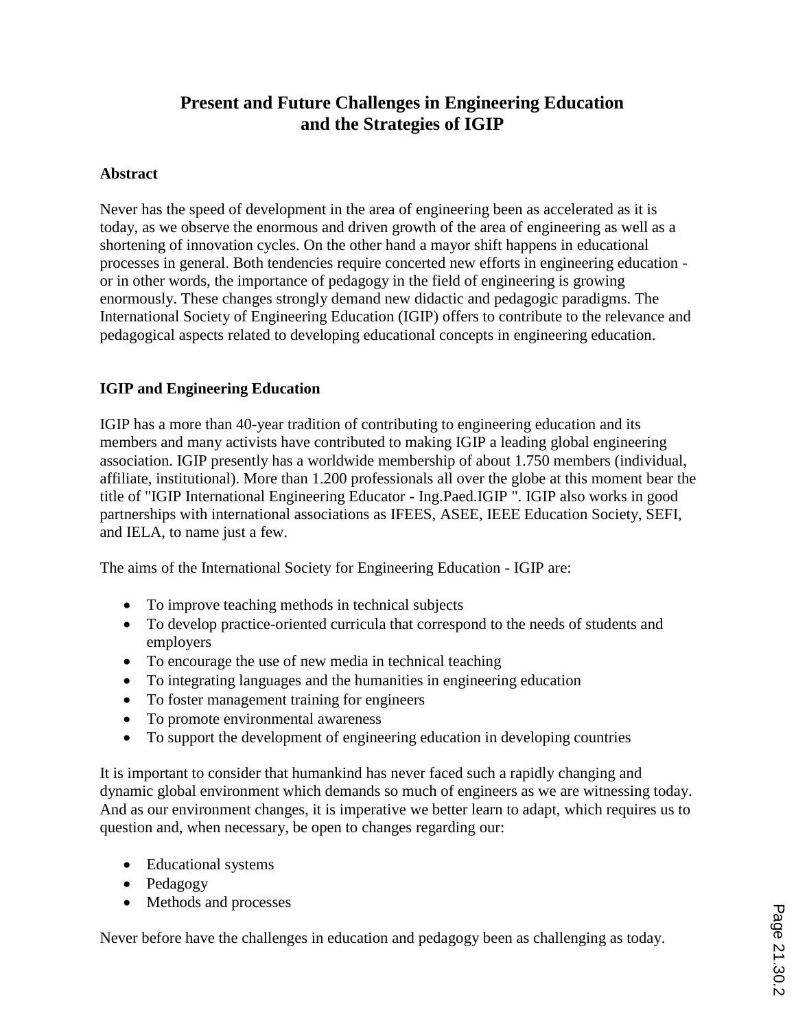# Present and Future Challenges in Engineering Education and the Strategies of IGIP

## Abstract

Never has the speed of development in the area of engineering been as accelerated as it is today, as we observe the enormous and driven growth of the area of engineering as well as a shortening of innovation cycles. On the other hand a mayor shift happens in educational processes in general. Both tendencies require concerted new efforts in engineering education - or in other words, the importance of pedagogy in the field of engineering is growing enormously. These changes strongly demand new didactic and pedagogic paradigms. The International Society of Engineering Education (IGIP) offers to contribute to the relevance and pedagogical aspects related to developing educational concepts in engineering education.

## IGIP and Engineering Education

IGIP has a more than 40-year tradition of contributing to engineering education and its members and many activists have contributed to making IGIP a leading global engineering association. IGIP presently has a worldwide membership of about 1.750 members (individual, affiliate, institutional). More than 1.200 professionals all over the globe at this moment bear the title of "IGIP International Engineering Educator - Ing.Paed.IGIP ". IGIP also works in good partnerships with international associations as IFEES, ASEE, IEEE Education Society, SEFI, and IELA, to name just a few.

The aims of the International Society for Engineering Education - IGIP are:

- To improve teaching methods in technical subjects
- To develop practice-oriented curricula that correspond to the needs of students and employers
- To encourage the use of new media in technical teaching
- To integrating languages and the humanities in engineering education
- To foster management training for engineers
- To promote environmental awareness
- To support the development of engineering education in developing countries

It is important to consider that humankind has never faced such a rapidly changing and dynamic global environment which demands so much of engineers as we are witnessing today. And as our environment changes, it is imperative we better learn to adapt, which requires us to question and, when necessary, be open to changes regarding our:

- Educational systems
- Pedagogy
- Methods and processes

Never before have the challenges in education and pedagogy been as challenging as today.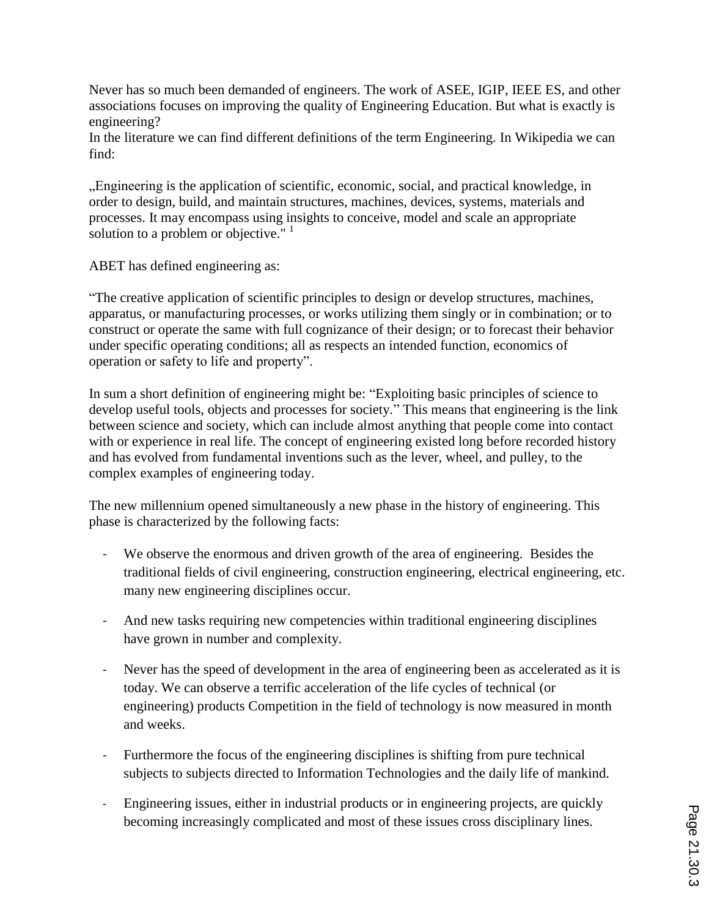Never has so much been demanded of engineers. The work of ASEE, IGIP, IEEE ES, and other associations focuses on improving the quality of Engineering Education. But what is exactly is engineering?
In the literature we can find different definitions of the term Engineering. In Wikipedia we can find:

„Engineering is the application of scientific, economic, social, and practical knowledge, in order to design, build, and maintain structures, machines, devices, systems, materials and processes. It may encompass using insights to conceive, model and scale an appropriate solution to a problem or objective." [1]

ABET has defined engineering as:

"The creative application of scientific principles to design or develop structures, machines, apparatus, or manufacturing processes, or works utilizing them singly or in combination; or to construct or operate the same with full cognizance of their design; or to forecast their behavior under specific operating conditions; all as respects an intended function, economics of operation or safety to life and property".

In sum a short definition of engineering might be: "Exploiting basic principles of science to develop useful tools, objects and processes for society." This means that engineering is the link between science and society, which can include almost anything that people come into contact with or experience in real life. The concept of engineering existed long before recorded history and has evolved from fundamental inventions such as the lever, wheel, and pulley, to the complex examples of engineering today.

The new millennium opened simultaneously a new phase in the history of engineering. This phase is characterized by the following facts:

- We observe the enormous and driven growth of the area of engineering. Besides the traditional fields of civil engineering, construction engineering, electrical engineering, etc. many new engineering disciplines occur.
- And new tasks requiring new competencies within traditional engineering disciplines have grown in number and complexity.
- Never has the speed of development in the area of engineering been as accelerated as it is today. We can observe a terrific acceleration of the life cycles of technical (or engineering) products Competition in the field of technology is now measured in month and weeks.
- Furthermore the focus of the engineering disciplines is shifting from pure technical subjects to subjects directed to Information Technologies and the daily life of mankind.
- Engineering issues, either in industrial products or in engineering projects, are quickly becoming increasingly complicated and most of these issues cross disciplinary lines.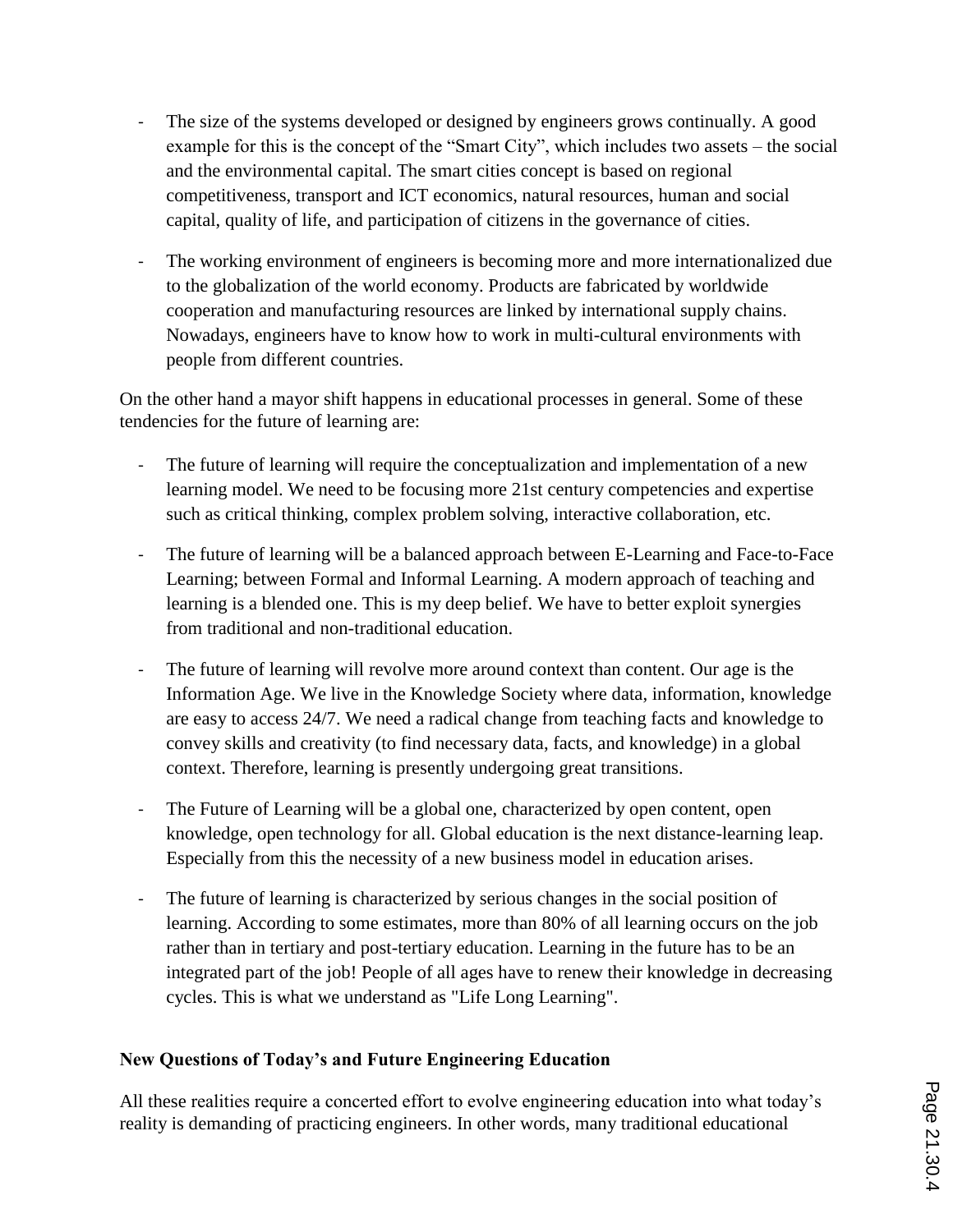- The size of the systems developed or designed by engineers grows continually. A good example for this is the concept of the "Smart City", which includes two assets – the social and the environmental capital. The smart cities concept is based on regional competitiveness, transport and ICT economics, natural resources, human and social capital, quality of life, and participation of citizens in the governance of cities.
- The working environment of engineers is becoming more and more internationalized due to the globalization of the world economy. Products are fabricated by worldwide cooperation and manufacturing resources are linked by international supply chains. Nowadays, engineers have to know how to work in multi-cultural environments with people from different countries.

On the other hand a mayor shift happens in educational processes in general. Some of these tendencies for the future of learning are:

- The future of learning will require the conceptualization and implementation of a new learning model. We need to be focusing more 21st century competencies and expertise such as critical thinking, complex problem solving, interactive collaboration, etc.
- The future of learning will be a balanced approach between E-Learning and Face-to-Face Learning; between Formal and Informal Learning. A modern approach of teaching and learning is a blended one. This is my deep belief. We have to better exploit synergies from traditional and non-traditional education.
- The future of learning will revolve more around context than content. Our age is the Information Age. We live in the Knowledge Society where data, information, knowledge are easy to access 24/7. We need a radical change from teaching facts and knowledge to convey skills and creativity (to find necessary data, facts, and knowledge) in a global context. Therefore, learning is presently undergoing great transitions.
- The Future of Learning will be a global one, characterized by open content, open knowledge, open technology for all. Global education is the next distance-learning leap. Especially from this the necessity of a new business model in education arises.
- The future of learning is characterized by serious changes in the social position of learning. According to some estimates, more than 80% of all learning occurs on the job rather than in tertiary and post-tertiary education. Learning in the future has to be an integrated part of the job! People of all ages have to renew their knowledge in decreasing cycles. This is what we understand as "Life Long Learning".

**New Questions of Today's and Future Engineering Education**

All these realities require a concerted effort to evolve engineering education into what today's reality is demanding of practicing engineers. In other words, many traditional educational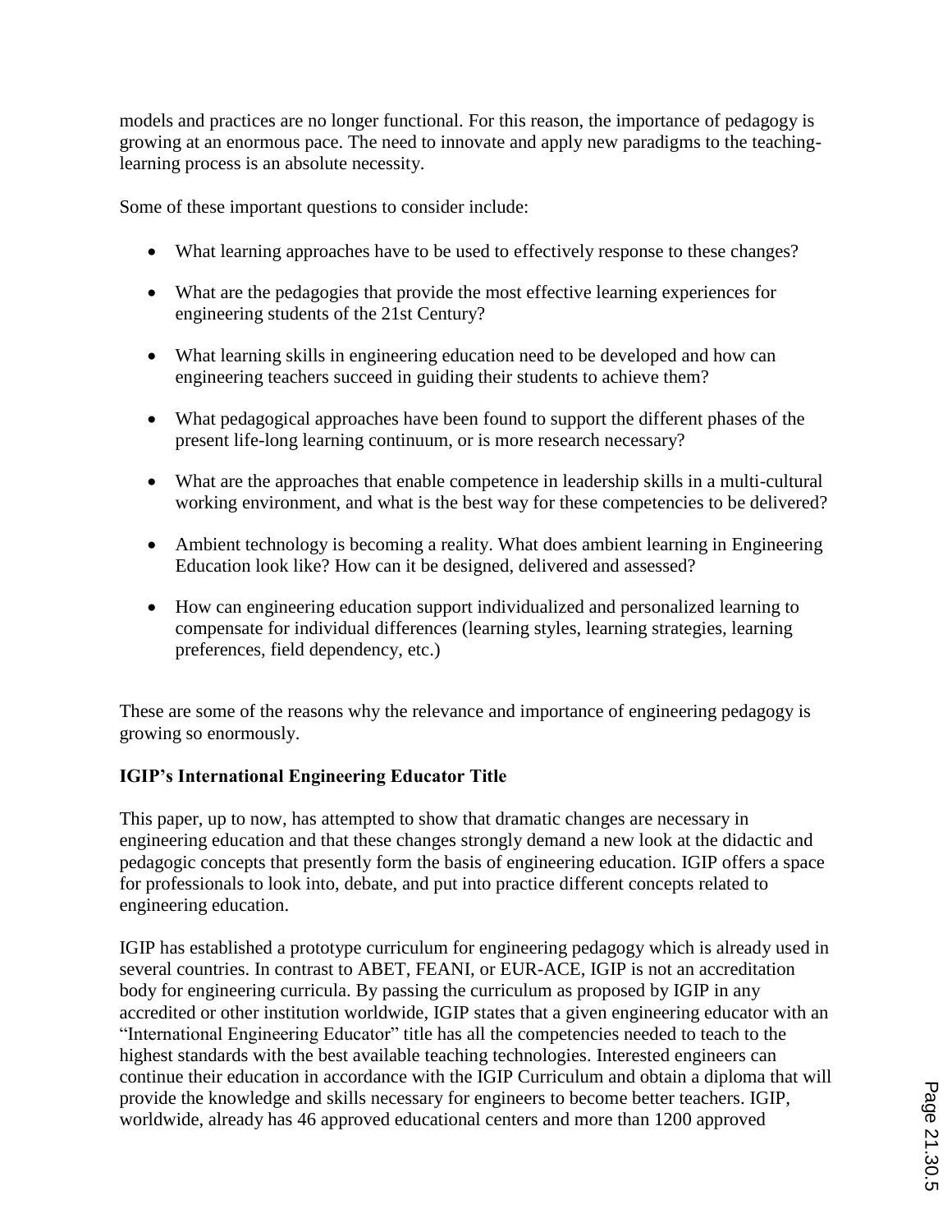models and practices are no longer functional. For this reason, the importance of pedagogy is growing at an enormous pace. The need to innovate and apply new paradigms to the teaching-learning process is an absolute necessity.

Some of these important questions to consider include:

- What learning approaches have to be used to effectively response to these changes?
- What are the pedagogies that provide the most effective learning experiences for engineering students of the 21st Century?
- What learning skills in engineering education need to be developed and how can engineering teachers succeed in guiding their students to achieve them?
- What pedagogical approaches have been found to support the different phases of the present life-long learning continuum, or is more research necessary?
- What are the approaches that enable competence in leadership skills in a multi-cultural working environment, and what is the best way for these competencies to be delivered?
- Ambient technology is becoming a reality. What does ambient learning in Engineering Education look like? How can it be designed, delivered and assessed?
- How can engineering education support individualized and personalized learning to compensate for individual differences (learning styles, learning strategies, learning preferences, field dependency, etc.)

These are some of the reasons why the relevance and importance of engineering pedagogy is growing so enormously.

**IGIP's International Engineering Educator Title**

This paper, up to now, has attempted to show that dramatic changes are necessary in engineering education and that these changes strongly demand a new look at the didactic and pedagogic concepts that presently form the basis of engineering education. IGIP offers a space for professionals to look into, debate, and put into practice different concepts related to engineering education.

IGIP has established a prototype curriculum for engineering pedagogy which is already used in several countries. In contrast to ABET, FEANI, or EUR-ACE, IGIP is not an accreditation body for engineering curricula. By passing the curriculum as proposed by IGIP in any accredited or other institution worldwide, IGIP states that a given engineering educator with an "International Engineering Educator" title has all the competencies needed to teach to the highest standards with the best available teaching technologies. Interested engineers can continue their education in accordance with the IGIP Curriculum and obtain a diploma that will provide the knowledge and skills necessary for engineers to become better teachers. IGIP, worldwide, already has 46 approved educational centers and more than 1200 approved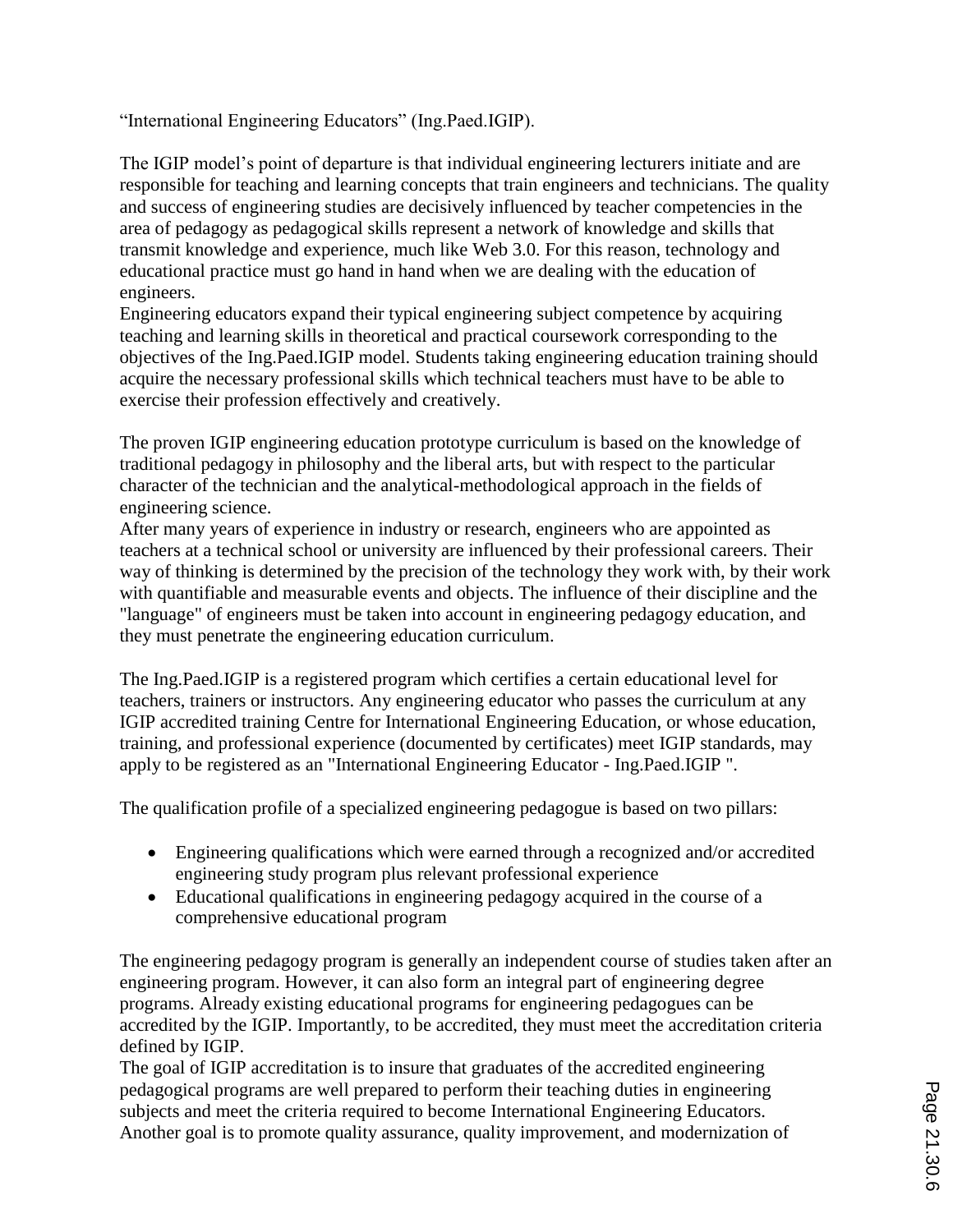"International Engineering Educators" (Ing.Paed.IGIP).

The IGIP model's point of departure is that individual engineering lecturers initiate and are responsible for teaching and learning concepts that train engineers and technicians. The quality and success of engineering studies are decisively influenced by teacher competencies in the area of pedagogy as pedagogical skills represent a network of knowledge and skills that transmit knowledge and experience, much like Web 3.0. For this reason, technology and educational practice must go hand in hand when we are dealing with the education of engineers.
Engineering educators expand their typical engineering subject competence by acquiring teaching and learning skills in theoretical and practical coursework corresponding to the objectives of the Ing.Paed.IGIP model. Students taking engineering education training should acquire the necessary professional skills which technical teachers must have to be able to exercise their profession effectively and creatively.

The proven IGIP engineering education prototype curriculum is based on the knowledge of traditional pedagogy in philosophy and the liberal arts, but with respect to the particular character of the technician and the analytical-methodological approach in the fields of engineering science.
After many years of experience in industry or research, engineers who are appointed as teachers at a technical school or university are influenced by their professional careers. Their way of thinking is determined by the precision of the technology they work with, by their work with quantifiable and measurable events and objects. The influence of their discipline and the "language" of engineers must be taken into account in engineering pedagogy education, and they must penetrate the engineering education curriculum.

The Ing.Paed.IGIP is a registered program which certifies a certain educational level for teachers, trainers or instructors. Any engineering educator who passes the curriculum at any IGIP accredited training Centre for International Engineering Education, or whose education, training, and professional experience (documented by certificates) meet IGIP standards, may apply to be registered as an "International Engineering Educator - Ing.Paed.IGIP ".

The qualification profile of a specialized engineering pedagogue is based on two pillars:

- Engineering qualifications which were earned through a recognized and/or accredited engineering study program plus relevant professional experience
- Educational qualifications in engineering pedagogy acquired in the course of a comprehensive educational program

The engineering pedagogy program is generally an independent course of studies taken after an engineering program. However, it can also form an integral part of engineering degree programs. Already existing educational programs for engineering pedagogues can be accredited by the IGIP. Importantly, to be accredited, they must meet the accreditation criteria defined by IGIP.
The goal of IGIP accreditation is to insure that graduates of the accredited engineering pedagogical programs are well prepared to perform their teaching duties in engineering subjects and meet the criteria required to become International Engineering Educators.
Another goal is to promote quality assurance, quality improvement, and modernization of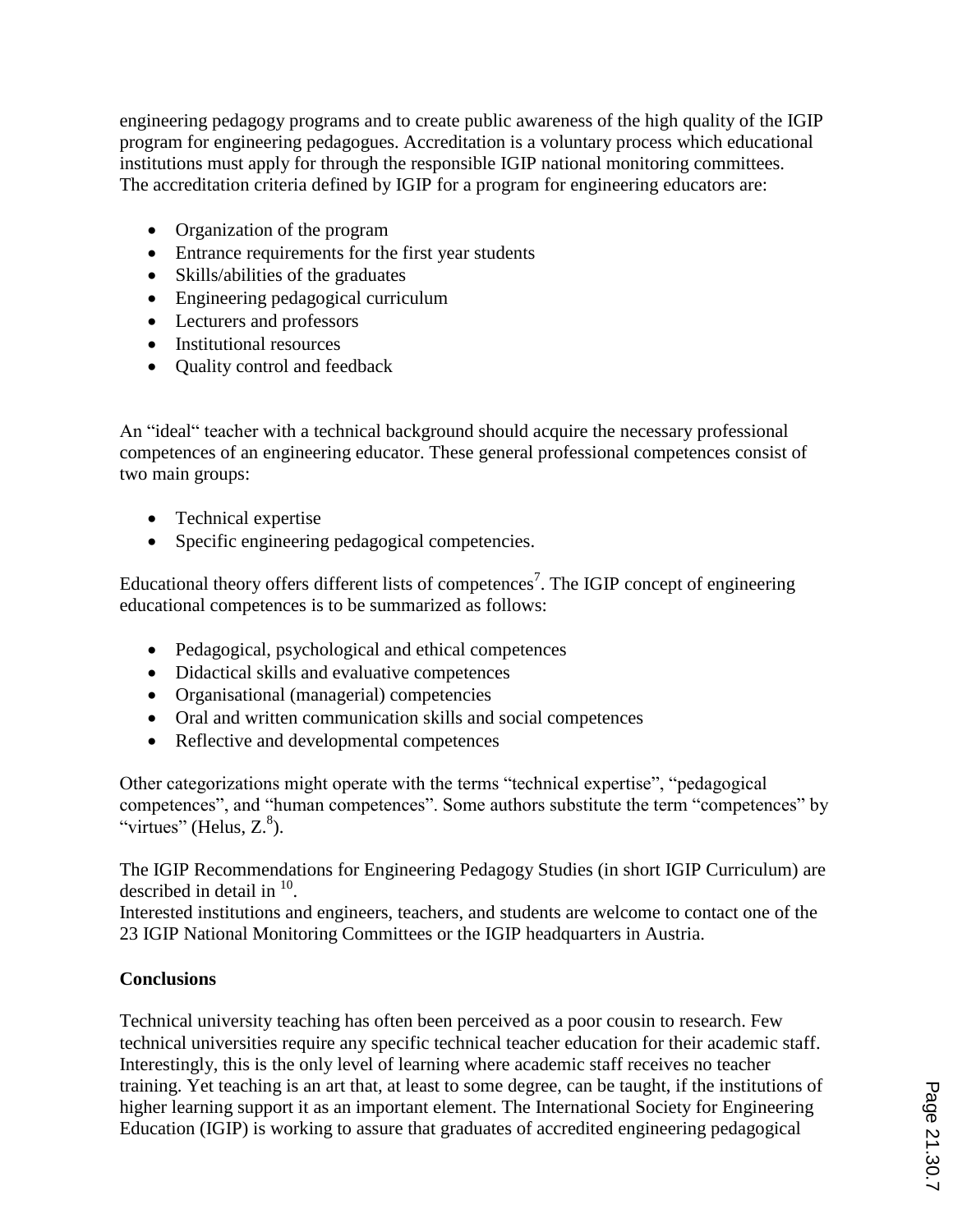engineering pedagogy programs and to create public awareness of the high quality of the IGIP program for engineering pedagogues. Accreditation is a voluntary process which educational institutions must apply for through the responsible IGIP national monitoring committees. The accreditation criteria defined by IGIP for a program for engineering educators are:

- Organization of the program
- Entrance requirements for the first year students
- Skills/abilities of the graduates
- Engineering pedagogical curriculum
- Lecturers and professors
- Institutional resources
- Quality control and feedback

An "ideal" teacher with a technical background should acquire the necessary professional competences of an engineering educator. These general professional competences consist of two main groups:

- Technical expertise
- Specific engineering pedagogical competencies.

Educational theory offers different lists of competences[7]. The IGIP concept of engineering educational competences is to be summarized as follows:

- Pedagogical, psychological and ethical competences
- Didactical skills and evaluative competences
- Organisational (managerial) competencies
- Oral and written communication skills and social competences
- Reflective and developmental competences

Other categorizations might operate with the terms "technical expertise", "pedagogical competences", and "human competences". Some authors substitute the term "competences" by "virtues" (Helus, Z.[8]).

The IGIP Recommendations for Engineering Pedagogy Studies (in short IGIP Curriculum) are described in detail in [10].
Interested institutions and engineers, teachers, and students are welcome to contact one of the 23 IGIP National Monitoring Committees or the IGIP headquarters in Austria.

**Conclusions**

Technical university teaching has often been perceived as a poor cousin to research. Few technical universities require any specific technical teacher education for their academic staff. Interestingly, this is the only level of learning where academic staff receives no teacher training. Yet teaching is an art that, at least to some degree, can be taught, if the institutions of higher learning support it as an important element. The International Society for Engineering Education (IGIP) is working to assure that graduates of accredited engineering pedagogical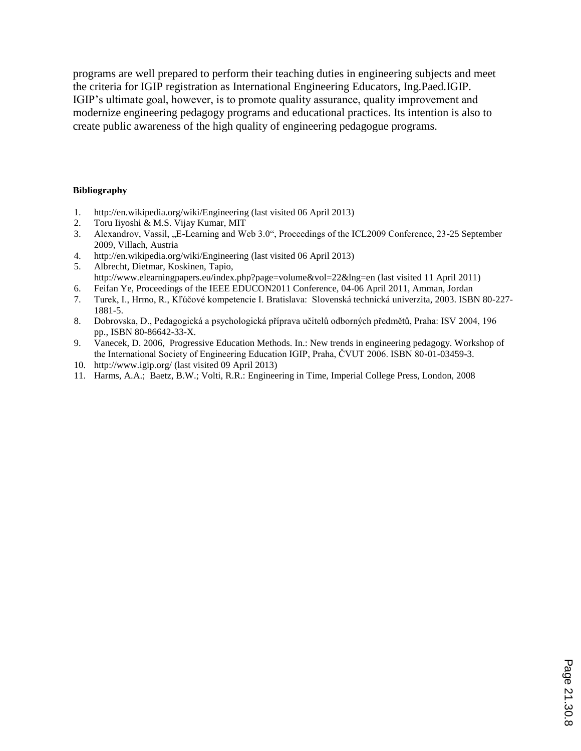programs are well prepared to perform their teaching duties in engineering subjects and meet the criteria for IGIP registration as International Engineering Educators, Ing.Paed.IGIP. IGIP's ultimate goal, however, is to promote quality assurance, quality improvement and modernize engineering pedagogy programs and educational practices. Its intention is also to create public awareness of the high quality of engineering pedagogue programs.

**Bibliography**

1. http://en.wikipedia.org/wiki/Engineering (last visited 06 April 2013)
2. Toru Iiyoshi & M.S. Vijay Kumar, MIT
3. Alexandrov, Vassil, „E-Learning and Web 3.0", Proceedings of the ICL2009 Conference, 23-25 September 2009, Villach, Austria
4. http://en.wikipedia.org/wiki/Engineering (last visited 06 April 2013)
5. Albrecht, Dietmar, Koskinen, Tapio, http://www.elearningpapers.eu/index.php?page=volume&vol=22&lng=en (last visited 11 April 2011)
6. Feifan Ye, Proceedings of the IEEE EDUCON2011 Conference, 04-06 April 2011, Amman, Jordan
7. Turek, I., Hrmo, R., Kľúčové kompetencie I. Bratislava: Slovenská technická univerzita, 2003. ISBN 80-227-1881-5.
8. Dobrovska, D., Pedagogická a psychologická příprava učitelů odborných předmětů, Praha: ISV 2004, 196 pp., ISBN 80-86642-33-X.
9. Vanecek, D. 2006, Progressive Education Methods. In.: New trends in engineering pedagogy. Workshop of the International Society of Engineering Education IGIP, Praha, ČVUT 2006. ISBN 80-01-03459-3.
10. http://www.igip.org/ (last visited 09 April 2013)
11. Harms, A.A.; Baetz, B.W.; Volti, R.R.: Engineering in Time, Imperial College Press, London, 2008